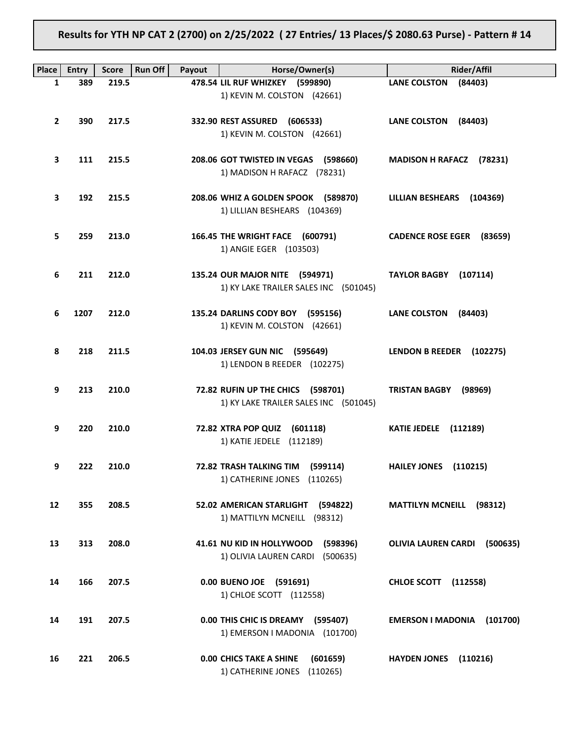**Results for YTH NP CAT 2 (2700) on 2/25/2022 ( 27 Entries/ 13 Places/$ 2080.63 Purse) - Pattern # 14**

| Place | Entry | Score | Run Off | Payout | Horse/Owner(s) | Rider/Affil |
|---|---|---|---|---|---|---|
| 1 | 389 | 219.5 | | 478.54 | **LIL RUF WHIZKEY (599890)**<br>1) KEVIN M. COLSTON (42661) | **LANE COLSTON (84403)** |
| 2 | 390 | 217.5 | | 332.90 | **REST ASSURED (606533)**<br>1) KEVIN M. COLSTON (42661) | **LANE COLSTON (84403)** |
| 3 | 111 | 215.5 | | 208.06 | **GOT TWISTED IN VEGAS (598660)**<br>1) MADISON H RAFACZ (78231) | **MADISON H RAFACZ (78231)** |
| 3 | 192 | 215.5 | | 208.06 | **WHIZ A GOLDEN SPOOK (589870)**<br>1) LILLIAN BESHEARS (104369) | **LILLIAN BESHEARS (104369)** |
| 5 | 259 | 213.0 | | 166.45 | **THE WRIGHT FACE (600791)**<br>1) ANGIE EGER (103503) | **CADENCE ROSE EGER (83659)** |
| 6 | 211 | 212.0 | | 135.24 | **OUR MAJOR NITE (594971)**<br>1) KY LAKE TRAILER SALES INC (501045) | **TAYLOR BAGBY (107114)** |
| 6 | 1207 | 212.0 | | 135.24 | **DARLINS CODY BOY (595156)**<br>1) KEVIN M. COLSTON (42661) | **LANE COLSTON (84403)** |
| 8 | 218 | 211.5 | | 104.03 | **JERSEY GUN NIC (595649)**<br>1) LENDON B REEDER (102275) | **LENDON B REEDER (102275)** |
| 9 | 213 | 210.0 | | 72.82 | **RUFIN UP THE CHICS (598701)**<br>1) KY LAKE TRAILER SALES INC (501045) | **TRISTAN BAGBY (98969)** |
| 9 | 220 | 210.0 | | 72.82 | **XTRA POP QUIZ (601118)**<br>1) KATIE JEDELE (112189) | **KATIE JEDELE (112189)** |
| 9 | 222 | 210.0 | | 72.82 | **TRASH TALKING TIM (599114)**<br>1) CATHERINE JONES (110265) | **HAILEY JONES (110215)** |
| 12 | 355 | 208.5 | | 52.02 | **AMERICAN STARLIGHT (594822)**<br>1) MATTILYN MCNEILL (98312) | **MATTILYN MCNEILL (98312)** |
| 13 | 313 | 208.0 | | 41.61 | **NU KID IN HOLLYWOOD (598396)**<br>1) OLIVIA LAUREN CARDI (500635) | **OLIVIA LAUREN CARDI (500635)** |
| 14 | 166 | 207.5 | | 0.00 | **BUENO JOE (591691)**<br>1) CHLOE SCOTT (112558) | **CHLOE SCOTT (112558)** |
| 14 | 191 | 207.5 | | 0.00 | **THIS CHIC IS DREAMY (595407)**<br>1) EMERSON I MADONIA (101700) | **EMERSON I MADONIA (101700)** |
| 16 | 221 | 206.5 | | 0.00 | **CHICS TAKE A SHINE (601659)**<br>1) CATHERINE JONES (110265) | **HAYDEN JONES (110216)** |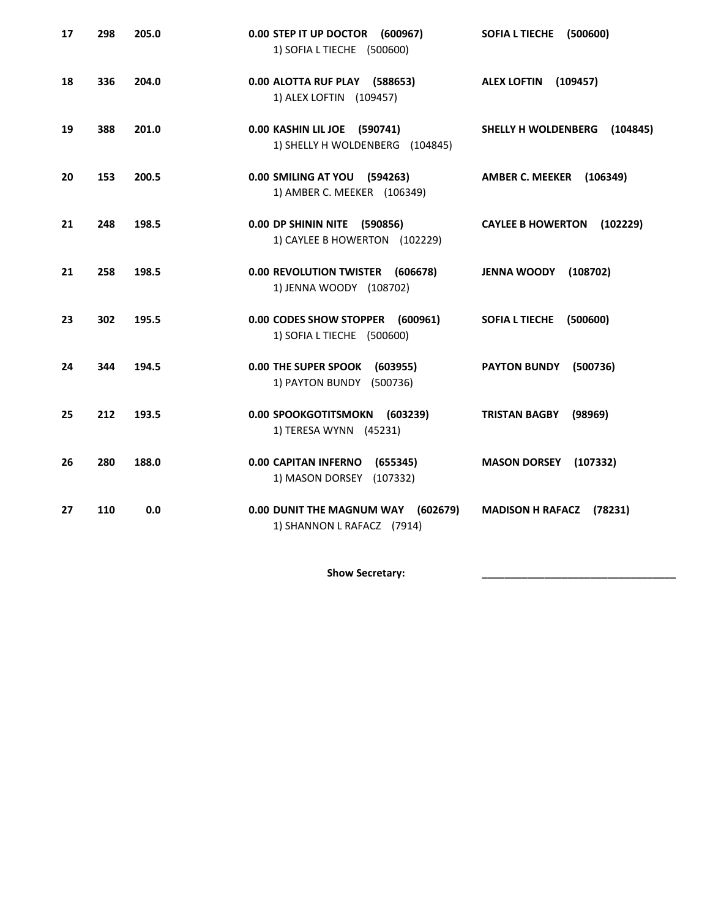| | | | | |
|---|---|---|---|---|
| **17** | **298** | **205.0** | **0.00 STEP IT UP DOCTOR (600967)**<br>1) SOFIA L TIECHE (500600) | **SOFIA L TIECHE (500600)** |
| **18** | **336** | **204.0** | **0.00 ALOTTA RUF PLAY (588653)**<br>1) ALEX LOFTIN (109457) | **ALEX LOFTIN (109457)** |
| **19** | **388** | **201.0** | **0.00 KASHIN LIL JOE (590741)**<br>1) SHELLY H WOLDENBERG (104845) | **SHELLY H WOLDENBERG (104845)** |
| **20** | **153** | **200.5** | **0.00 SMILING AT YOU (594263)**<br>1) AMBER C. MEEKER (106349) | **AMBER C. MEEKER (106349)** |
| **21** | **248** | **198.5** | **0.00 DP SHININ NITE (590856)**<br>1) CAYLEE B HOWERTON (102229) | **CAYLEE B HOWERTON (102229)** |
| **21** | **258** | **198.5** | **0.00 REVOLUTION TWISTER (606678)**<br>1) JENNA WOODY (108702) | **JENNA WOODY (108702)** |
| **23** | **302** | **195.5** | **0.00 CODES SHOW STOPPER (600961)**<br>1) SOFIA L TIECHE (500600) | **SOFIA L TIECHE (500600)** |
| **24** | **344** | **194.5** | **0.00 THE SUPER SPOOK (603955)**<br>1) PAYTON BUNDY (500736) | **PAYTON BUNDY (500736)** |
| **25** | **212** | **193.5** | **0.00 SPOOKGOTITSMOKN (603239)**<br>1) TERESA WYNN (45231) | **TRISTAN BAGBY (98969)** |
| **26** | **280** | **188.0** | **0.00 CAPITAN INFERNO (655345)**<br>1) MASON DORSEY (107332) | **MASON DORSEY (107332)** |
| **27** | **110** | **0.0** | **0.00 DUNIT THE MAGNUM WAY (602679)**<br>1) SHANNON L RAFACZ (7914) | **MADISON H RAFACZ (78231)** |

**Show Secretary:** ___________________________________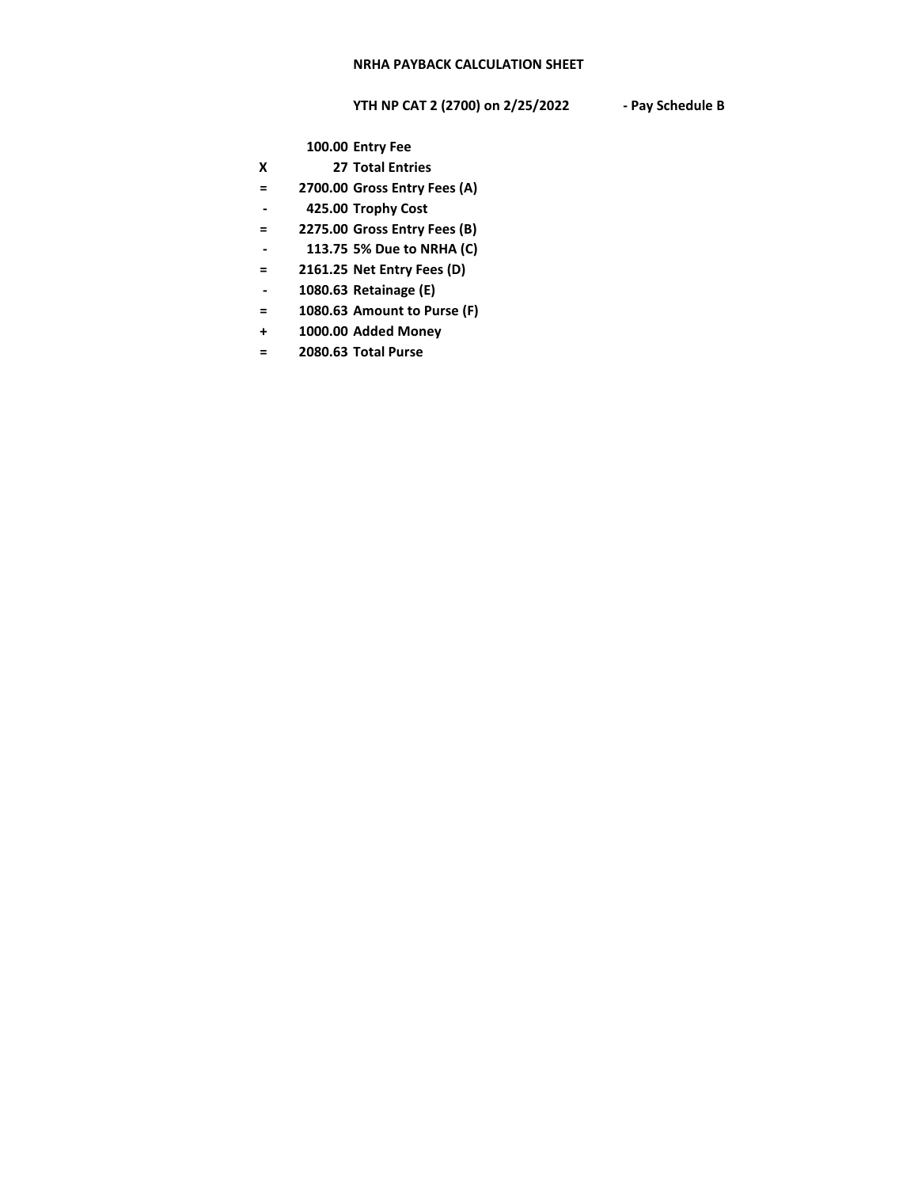**NRHA PAYBACK CALCULATION SHEET**

**YTH NP CAT 2 (2700) on 2/25/2022 - Pay Schedule B**

| | | |
|---|---|---|
| | 100.00 | Entry Fee |
| X | 27 | Total Entries |
| = | 2700.00 | Gross Entry Fees (A) |
| - | 425.00 | Trophy Cost |
| = | 2275.00 | Gross Entry Fees (B) |
| - | 113.75 | 5% Due to NRHA (C) |
| = | 2161.25 | Net Entry Fees (D) |
| - | 1080.63 | Retainage (E) |
| = | 1080.63 | Amount to Purse (F) |
| + | 1000.00 | Added Money |
| = | 2080.63 | Total Purse |